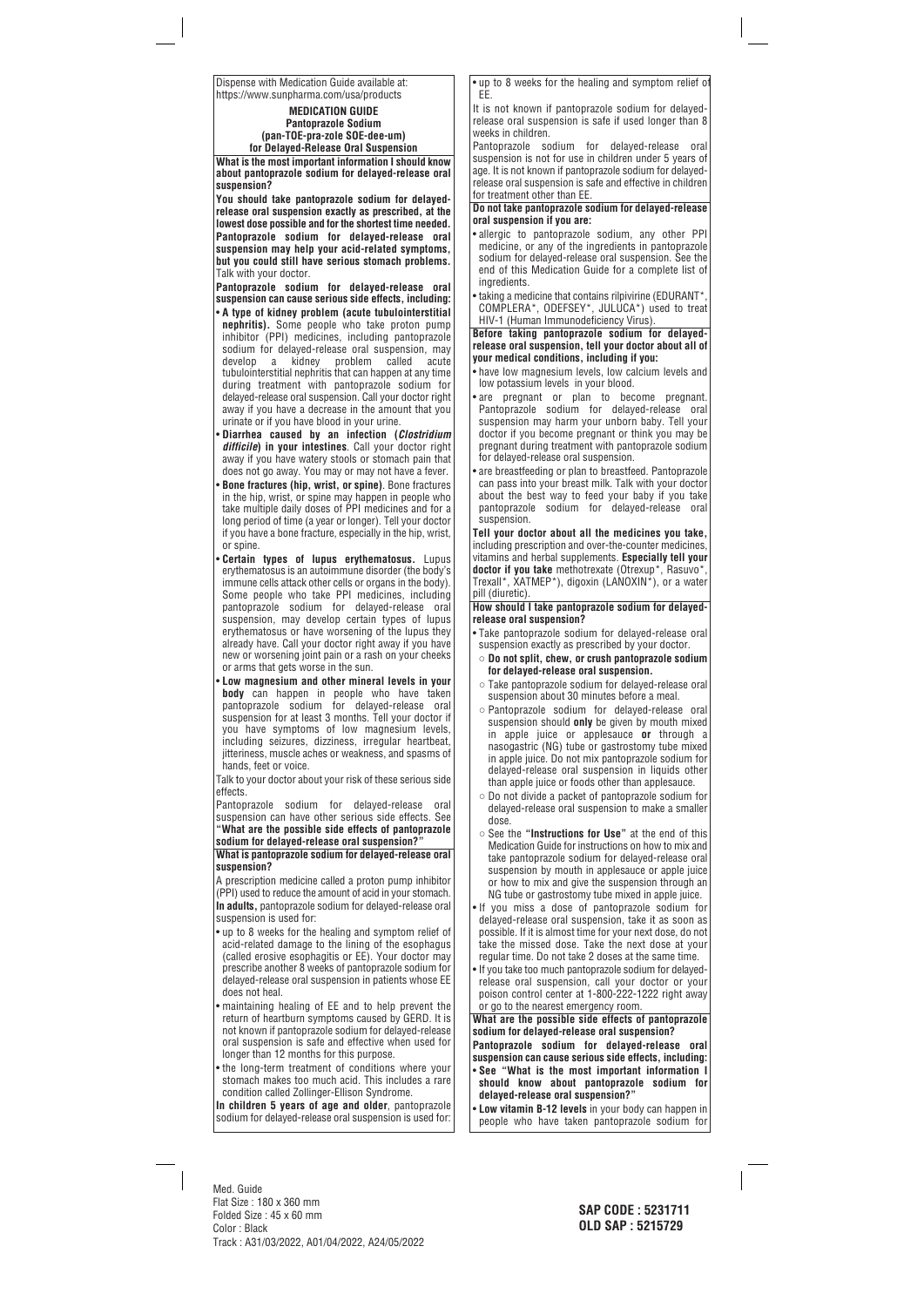Dispense with Medication Guide available at: https://www.sunpharma.com/usa/products

# MEDICATION GUIDE
## Pantoprazole Sodium
## (pan-TOE-pra-zole SOE-dee-um)
## for Delayed-Release Oral Suspension

**What is the most important information I should know about pantoprazole sodium for delayed-release oral suspension?**

**You should take pantoprazole sodium for delayed-release oral suspension exactly as prescribed, at the lowest dose possible and for the shortest time needed. Pantoprazole sodium for delayed-release oral suspension may help your acid-related symptoms, but you could still have serious stomach problems.** Talk with your doctor.

**Pantoprazole sodium for delayed-release oral suspension can cause serious side effects, including:**

- **A type of kidney problem (acute tubulointerstitial nephritis).** Some people who take proton pump inhibitor (PPI) medicines, including pantoprazole sodium for delayed-release oral suspension, may develop a kidney problem called acute tubulointerstitial nephritis that can happen at any time during treatment with pantoprazole sodium for delayed-release oral suspension. Call your doctor right away if you have a decrease in the amount that you urinate or if you have blood in your urine.
- **Diarrhea caused by an infection (*Clostridium difficile*) in your intestines**. Call your doctor right away if you have watery stools or stomach pain that does not go away. You may or may not have a fever.
- **Bone fractures (hip, wrist, or spine)**. Bone fractures in the hip, wrist, or spine may happen in people who take multiple daily doses of PPI medicines and for a long period of time (a year or longer). Tell your doctor if you have a bone fracture, especially in the hip, wrist, or spine.
- **Certain types of lupus erythematosus.** Lupus erythematosus is an autoimmune disorder (the body's immune cells attack other cells or organs in the body). Some people who take PPI medicines, including pantoprazole sodium for delayed-release oral suspension, may develop certain types of lupus erythematosus or have worsening of the lupus they already have. Call your doctor right away if you have new or worsening joint pain or a rash on your cheeks or arms that gets worse in the sun.
- **Low magnesium and other mineral levels in your body** can happen in people who have taken pantoprazole sodium for delayed-release oral suspension for at least 3 months. Tell your doctor if you have symptoms of low magnesium levels, including seizures, dizziness, irregular heartbeat, jitteriness, muscle aches or weakness, and spasms of hands, feet or voice.

Talk to your doctor about your risk of these serious side effects.

Pantoprazole sodium for delayed-release oral suspension can have other serious side effects. See **"What are the possible side effects of pantoprazole sodium for delayed-release oral suspension?"**

**What is pantoprazole sodium for delayed-release oral suspension?**

A prescription medicine called a proton pump inhibitor (PPI) used to reduce the amount of acid in your stomach. **In adults,** pantoprazole sodium for delayed-release oral suspension is used for:

- up to 8 weeks for the healing and symptom relief of acid-related damage to the lining of the esophagus (called erosive esophagitis or EE). Your doctor may prescribe another 8 weeks of pantoprazole sodium for delayed-release oral suspension in patients whose EE does not heal.
- maintaining healing of EE and to help prevent the return of heartburn symptoms caused by GERD. It is not known if pantoprazole sodium for delayed-release oral suspension is safe and effective when used for longer than 12 months for this purpose.
- the long-term treatment of conditions where your stomach makes too much acid. This includes a rare condition called Zollinger-Ellison Syndrome.

**In children 5 years of age and older**, pantoprazole sodium for delayed-release oral suspension is used for:

- up to 8 weeks for the healing and symptom relief of EE.

It is not known if pantoprazole sodium for delayed-release oral suspension is safe if used longer than 8 weeks in children.

Pantoprazole sodium for delayed-release oral suspension is not for use in children under 5 years of age. It is not known if pantoprazole sodium for delayed-release oral suspension is safe and effective in children for treatment other than EE.

**Do not take pantoprazole sodium for delayed-release oral suspension if you are:**

- allergic to pantoprazole sodium, any other PPI medicine, or any of the ingredients in pantoprazole sodium for delayed-release oral suspension. See the end of this Medication Guide for a complete list of ingredients.
- taking a medicine that contains rilpivirine (EDURANT*, COMPLERA*, ODEFSEY*, JULUCA*) used to treat HIV-1 (Human Immunodeficiency Virus).

**Before taking pantoprazole sodium for delayed-release oral suspension, tell your doctor about all of your medical conditions, including if you:**

- have low magnesium levels, low calcium levels and low potassium levels in your blood.
- are pregnant or plan to become pregnant. Pantoprazole sodium for delayed-release oral suspension may harm your unborn baby. Tell your doctor if you become pregnant or think you may be pregnant during treatment with pantoprazole sodium for delayed-release oral suspension.
- are breastfeeding or plan to breastfeed. Pantoprazole can pass into your breast milk. Talk with your doctor about the best way to feed your baby if you take pantoprazole sodium for delayed-release oral suspension.

**Tell your doctor about all the medicines you take,** including prescription and over-the-counter medicines, vitamins and herbal supplements. **Especially tell your doctor if you take** methotrexate (Otrexup*, Rasuvo*, Trexall*, XATMEP*), digoxin (LANOXIN*), or a water pill (diuretic).

**How should I take pantoprazole sodium for delayed-release oral suspension?**

- Take pantoprazole sodium for delayed-release oral suspension exactly as prescribed by your doctor.
  - **Do not split, chew, or crush pantoprazole sodium for delayed-release oral suspension.**
  - Take pantoprazole sodium for delayed-release oral suspension about 30 minutes before a meal.
  - Pantoprazole sodium for delayed-release oral suspension should **only** be given by mouth mixed in apple juice or applesauce **or** through a nasogastric (NG) tube or gastrostomy tube mixed in apple juice. Do not mix pantoprazole sodium for delayed-release oral suspension in liquids other than apple juice or foods other than applesauce.
  - Do not divide a packet of pantoprazole sodium for delayed-release oral suspension to make a smaller dose.
  - See the **"Instructions for Use"** at the end of this Medication Guide for instructions on how to mix and take pantoprazole sodium for delayed-release oral suspension by mouth in applesauce or apple juice or how to mix and give the suspension through an NG tube or gastrostomy tube mixed in apple juice.
- If you miss a dose of pantoprazole sodium for delayed-release oral suspension, take it as soon as possible. If it is almost time for your next dose, do not take the missed dose. Take the next dose at your regular time. Do not take 2 doses at the same time.
- If you take too much pantoprazole sodium for delayed-release oral suspension, call your doctor or your poison control center at 1-800-222-1222 right away or go to the nearest emergency room.

**What are the possible side effects of pantoprazole sodium for delayed-release oral suspension?**

**Pantoprazole sodium for delayed-release oral suspension can cause serious side effects, including:**

- **See "What is the most important information I should know about pantoprazole sodium for delayed-release oral suspension?"**
- **Low vitamin B-12 levels** in your body can happen in people who have taken pantoprazole sodium for

Med. Guide
Flat Size : 180 x 360 mm
Folded Size : 45 x 60 mm
Color : Black
Track : A31/03/2022, A01/04/2022, A24/05/2022

**SAP CODE : 5231711**
**OLD SAP : 5215729**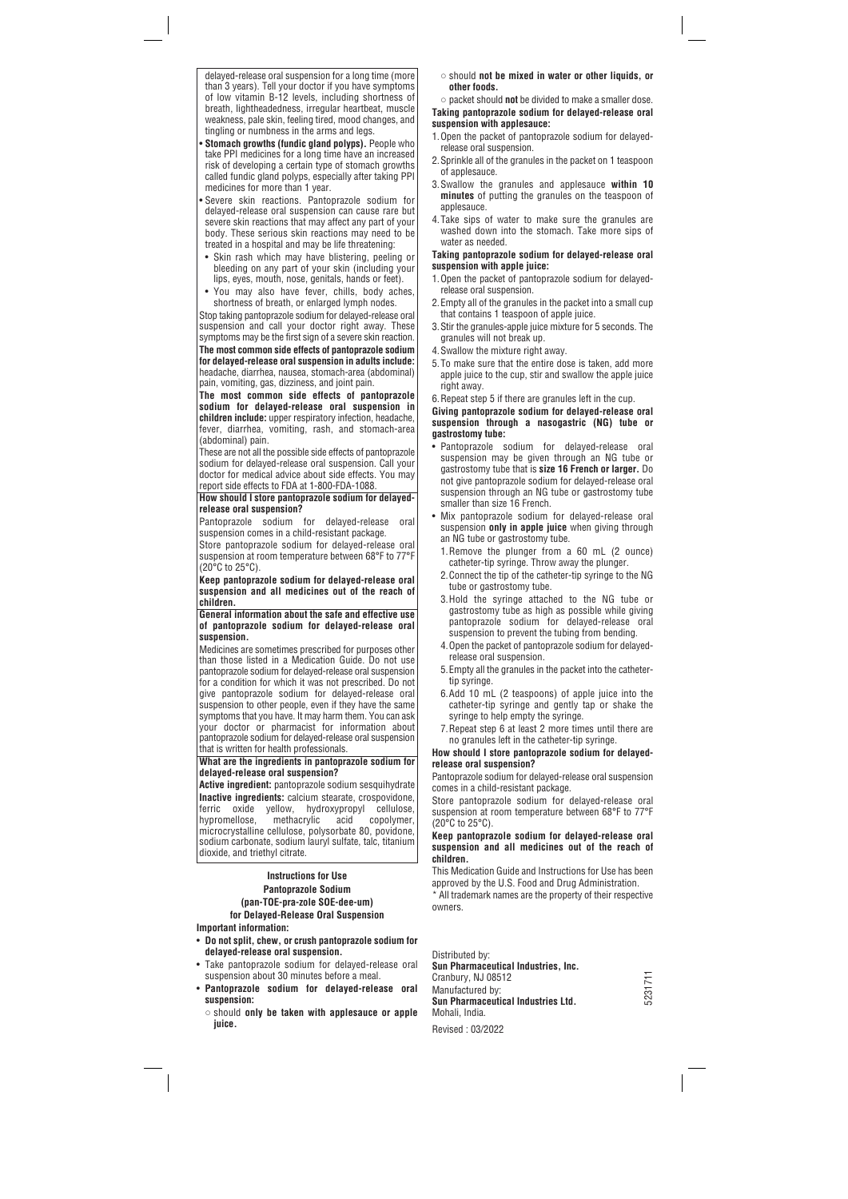delayed-release oral suspension for a long time (more than 3 years). Tell your doctor if you have symptoms of low vitamin B-12 levels, including shortness of breath, lightheadedness, irregular heartbeat, muscle weakness, pale skin, feeling tired, mood changes, and tingling or numbness in the arms and legs.

- **Stomach growths (fundic gland polyps).** People who take PPI medicines for a long time have an increased risk of developing a certain type of stomach growths called fundic gland polyps, especially after taking PPI medicines for more than 1 year.
- Severe skin reactions. Pantoprazole sodium for delayed-release oral suspension can cause rare but severe skin reactions that may affect any part of your body. These serious skin reactions may need to be treated in a hospital and may be life threatening:
  - Skin rash which may have blistering, peeling or bleeding on any part of your skin (including your lips, eyes, mouth, nose, genitals, hands or feet).
  - You may also have fever, chills, body aches, shortness of breath, or enlarged lymph nodes.

Stop taking pantoprazole sodium for delayed-release oral suspension and call your doctor right away. These symptoms may be the first sign of a severe skin reaction.

**The most common side effects of pantoprazole sodium for delayed-release oral suspension in adults include:** headache, diarrhea, nausea, stomach-area (abdominal) pain, vomiting, gas, dizziness, and joint pain.

**The most common side effects of pantoprazole sodium for delayed-release oral suspension in children include:** upper respiratory infection, headache, fever, diarrhea, vomiting, rash, and stomach-area (abdominal) pain.

These are not all the possible side effects of pantoprazole sodium for delayed-release oral suspension. Call your doctor for medical advice about side effects. You may report side effects to FDA at 1-800-FDA-1088.

**How should I store pantoprazole sodium for delayed-release oral suspension?**

Pantoprazole sodium for delayed-release oral suspension comes in a child-resistant package.

Store pantoprazole sodium for delayed-release oral suspension at room temperature between 68°F to 77°F (20°C to 25°C).

**Keep pantoprazole sodium for delayed-release oral suspension and all medicines out of the reach of children.**

**General information about the safe and effective use of pantoprazole sodium for delayed-release oral suspension.**

Medicines are sometimes prescribed for purposes other than those listed in a Medication Guide. Do not use pantoprazole sodium for delayed-release oral suspension for a condition for which it was not prescribed. Do not give pantoprazole sodium for delayed-release oral suspension to other people, even if they have the same symptoms that you have. It may harm them. You can ask your doctor or pharmacist for information about pantoprazole sodium for delayed-release oral suspension that is written for health professionals.

**What are the ingredients in pantoprazole sodium for delayed-release oral suspension?**

**Active ingredient:** pantoprazole sodium sesquihydrate

**Inactive ingredients:** calcium stearate, crospovidone, ferric oxide yellow, hydroxypropyl cellulose, hypromellose, methacrylic acid copolymer, microcrystalline cellulose, polysorbate 80, povidone, sodium carbonate, sodium lauryl sulfate, talc, titanium dioxide, and triethyl citrate.

## Instructions for Use
## Pantoprazole Sodium
## (pan-TOE-pra-zole SOE-dee-um)
## for Delayed-Release Oral Suspension

**Important information:**

- **Do not split, chew, or crush pantoprazole sodium for delayed-release oral suspension.**
- Take pantoprazole sodium for delayed-release oral suspension about 30 minutes before a meal.
- **Pantoprazole sodium for delayed-release oral suspension:**
  - should **only be taken with applesauce or apple juice.**
  - should **not be mixed in water or other liquids, or other foods.**
  - packet should **not** be divided to make a smaller dose.

**Taking pantoprazole sodium for delayed-release oral suspension with applesauce:**

1. Open the packet of pantoprazole sodium for delayed-release oral suspension.
2. Sprinkle all of the granules in the packet on 1 teaspoon of applesauce.
3. Swallow the granules and applesauce **within 10 minutes** of putting the granules on the teaspoon of applesauce.
4. Take sips of water to make sure the granules are washed down into the stomach. Take more sips of water as needed.

**Taking pantoprazole sodium for delayed-release oral suspension with apple juice:**

1. Open the packet of pantoprazole sodium for delayed-release oral suspension.
2. Empty all of the granules in the packet into a small cup that contains 1 teaspoon of apple juice.
3. Stir the granules-apple juice mixture for 5 seconds. The granules will not break up.
4. Swallow the mixture right away.
5. To make sure that the entire dose is taken, add more apple juice to the cup, stir and swallow the apple juice right away.
6. Repeat step 5 if there are granules left in the cup.

**Giving pantoprazole sodium for delayed-release oral suspension through a nasogastric (NG) tube or gastrostomy tube:**

- Pantoprazole sodium for delayed-release oral suspension may be given through an NG tube or gastrostomy tube that is **size 16 French or larger.** Do not give pantoprazole sodium for delayed-release oral suspension through an NG tube or gastrostomy tube smaller than size 16 French.
- Mix pantoprazole sodium for delayed-release oral suspension **only in apple juice** when giving through an NG tube or gastrostomy tube.
  1. Remove the plunger from a 60 mL (2 ounce) catheter-tip syringe. Throw away the plunger.
  2. Connect the tip of the catheter-tip syringe to the NG tube or gastrostomy tube.
  3. Hold the syringe attached to the NG tube or gastrostomy tube as high as possible while giving pantoprazole sodium for delayed-release oral suspension to prevent the tubing from bending.
  4. Open the packet of pantoprazole sodium for delayed-release oral suspension.
  5. Empty all the granules in the packet into the catheter-tip syringe.
  6. Add 10 mL (2 teaspoons) of apple juice into the catheter-tip syringe and gently tap or shake the syringe to help empty the syringe.
  7. Repeat step 6 at least 2 more times until there are no granules left in the catheter-tip syringe.

**How should I store pantoprazole sodium for delayed-release oral suspension?**

Pantoprazole sodium for delayed-release oral suspension comes in a child-resistant package.

Store pantoprazole sodium for delayed-release oral suspension at room temperature between 68°F to 77°F (20°C to 25°C).

**Keep pantoprazole sodium for delayed-release oral suspension and all medicines out of the reach of children.**

This Medication Guide and Instructions for Use has been approved by the U.S. Food and Drug Administration.

* All trademark names are the property of their respective owners.

Distributed by:
**Sun Pharmaceutical Industries, Inc.**
Cranbury, NJ 08512
Manufactured by:
**Sun Pharmaceutical Industries Ltd.**
Mohali, India.

Revised : 03/2022

5231711